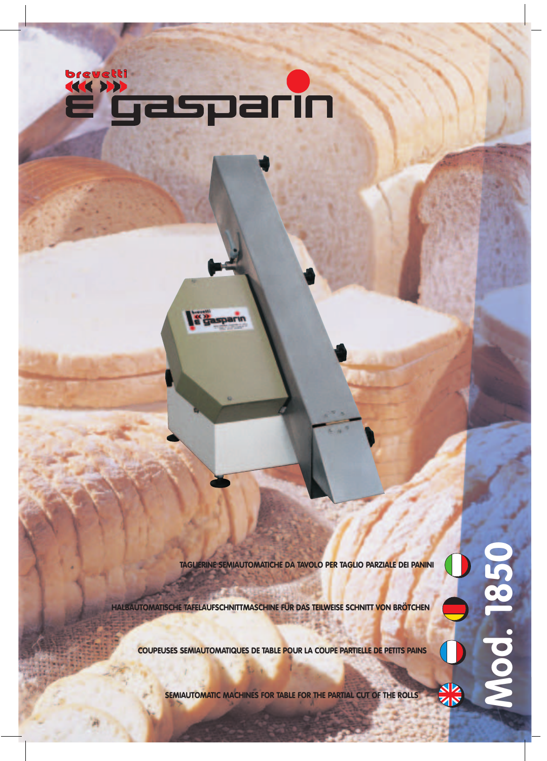brevetti

# E gasparin

TAGLIERINE SEMIAUTOMATICHE DA TAVOLO PER TAGLIO PARZIALE DEI PANINI

HALBAUTOMATISCHE TAFELAUFSCHNITTMASCHINE FÜR DAS TEILWEISE SCHNITT VON BRÖTCHEN

COUPEUSES SEMIAUTOMATIQUES DE TABLE POUR LA COUPE PARTIELLE DE PETITS PAINS

SEMIAUTOMATIC MACHINES FOR TABLE FOR THE PARTIAL CUT OF THE ROLLS

## Mod. 1850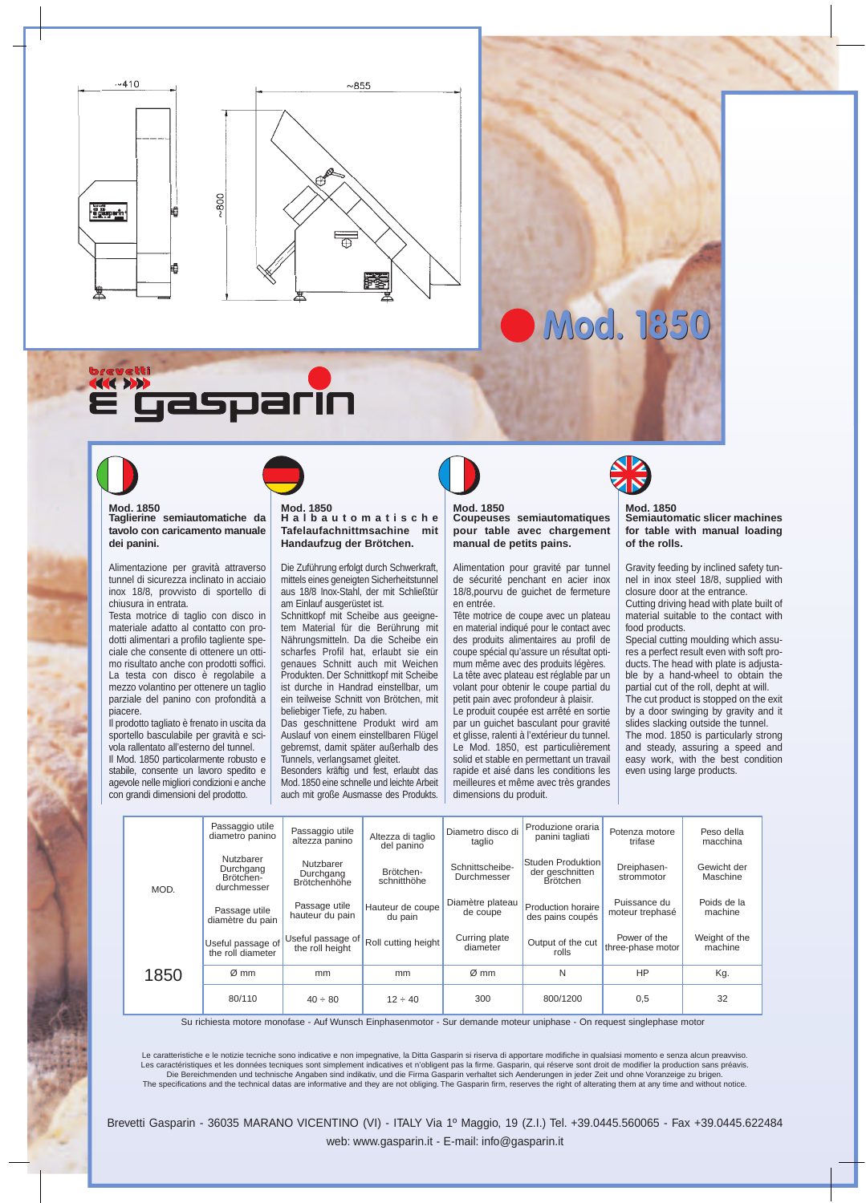~410

~855

~800

# Mod. 1850

brevetti

gasparin

**Mod. 1850**
**Taglierine semiautomatiche da tavolo con caricamento manuale dei panini.**

Alimentazione per gravità attraverso tunnel di sicurezza inclinato in acciaio inox 18/8, provvisto di sportello di chiusura in entrata.
Testa motrice di taglio con disco in materiale adatto al contatto con prodotti alimentari a profilo tagliente speciale che consente di ottenere un ottimo risultato anche con prodotti soffici. La testa con disco è regolabile a mezzo volantino per ottenere un taglio parziale del panino con profondità a piacere.
Il prodotto tagliato è frenato in uscita da sportello basculabile per gravità e scivola rallentato all'esterno del tunnel.
Il Mod. 1850 particolarmente robusto e stabile, consente un lavoro spedito e agevole nelle migliori condizioni e anche con grandi dimensioni del prodotto.

**Mod. 1850**
**Halbautomatische Tafelaufachnittmsachine mit Handaufzug der Brötchen.**

Die Zuführung erfolgt durch Schwerkraft, mittels eines geneigten Sicherheitstunnel aus 18/8 Inox-Stahl, der mit Schließtür am Einlauf ausgerüstet ist.
Schnittkopf mit Scheibe aus geeignetem Material für die Berührung mit Nährungsmitteln. Da die Scheibe ein scharfes Profil hat, erlaubt sie ein genaues Schnitt auch mit Weichen Produkten. Der Schnittkopf mit Scheibe ist durche in Handrad einstellbar, um ein teilweise Schnitt von Brötchen, mit beliebiger Tiefe, zu haben.
Das geschnittene Produkt wird am Auslauf von einem einstellbaren Flügel gebremst, damit später außerhalb des Tunnels, verlangsamet gleitet.
Besonders kräftig und fest, erlaubt das Mod. 1850 eine schnelle und leichte Arbeit auch mit große Ausmasse des Produkts.

**Mod. 1850**
**Coupeuses semiautomatiques pour table avec chargement manual de petits pains.**

Alimentation pour gravité par tunnel de sécurité penchant en acier inox 18/8,pourvu de guichet de fermeture en entrée.
Tête motrice de coupe avec un plateau en material indiqué pour le contact avec des produits alimentaires au profil de coupe spécial qu'assure un résultat optimum même avec des produits légères.
La tête avec plateau est réglable par un volant pour obtenir le coupe partial du petit pain avec profondeur à plaisir.
Le produit coupée est arrêté en sortie par un guichet basculant pour gravité et glisse, ralenti à l'extérieur du tunnel.
Le Mod. 1850, est particulièrement solid et stable en permettant un travail rapide et aisé dans les conditions les meilleures et même avec très grandes dimensions du produit.

**Mod. 1850**
**Semiautomatic slicer machines for table with manual loading of the rolls.**

Gravity feeding by inclined safety tunnel in inox steel 18/8, supplied with closure door at the entrance.
Cutting driving head with plate built of material suitable to the contact with food products.
Special cutting moulding which assures a perfect result even with soft products. The head with plate is adjustable by a hand-wheel to obtain the partial cut of the roll, depht at will.
The cut product is stopped on the exit by a door swinging by gravity and it slides slacking outside the tunnel.
The mod. 1850 is particularly strong and steady, assuring a speed and easy work, with the best condition even using large products.

| MOD. | Passaggio utile diametro panino / Nutzbarer Durchgang Brötchen-durchmesser / Passage utile diamètre du pain / Useful passage of the roll diameter | Passaggio utile altezza panino / Nutzbarer Durchgang Brötchenhöhe / Passage utile hauteur du pain / Useful passage of the roll height | Altezza di taglio del panino / Brötchen-schnitthöhe / Hauteur de coupe du pain / Roll cutting height | Diametro disco di taglio / Schnittscheibe-Durchmesser / Diamètre plateau de coupe / Curring plate diameter | Produzione oraria panini tagliati / Studen Produktion der geschnitten Brötchen / Production horaire des pains coupés / Output of the cut rolls | Potenza motore trifase / Dreiphasen-strommotor / Puissance du moteur trephasé / Power of the three-phase motor | Peso della macchina / Gewicht der Maschine / Poids de la machine / Weight of the machine |
|---|---|---|---|---|---|---|---|
| 1850 | Ø mm | mm | mm | Ø mm | N | HP | Kg. |
| | 80/110 | 40 ÷ 80 | 12 ÷ 40 | 300 | 800/1200 | 0,5 | 32 |

Su richiesta motore monofase - Auf Wunsch Einphasenmotor - Sur demande moteur uniphase - On request singlephase motor

Le caratteristiche e le notizie tecniche sono indicative e non impegnative, la Ditta Gasparin si riserva di apportare modifiche in qualsiasi momento e senza alcun preavviso.
Les caractéristiques et les données tecniques sont simplement indicatives et n'obligent pas la firme. Gasparin, qui réserve sont droit de modifier la production sans préavis.
Die Bereichmenden und technische Angaben sind indikativ, und die Firma Gasparin verhaltet sich Aenderungen in jeder Zeit und ohne Voranzeige zu brigen.
The specifications and the technical datas are informative and they are not obliging. The Gasparin firm, reserves the right of alterating them at any time and without notice.

Brevetti Gasparin - 36035 MARANO VICENTINO (VI) - ITALY Via 1º Maggio, 19 (Z.I.) Tel. +39.0445.560065 - Fax +39.0445.622484
web: www.gasparin.it - E-mail: info@gasparin.it